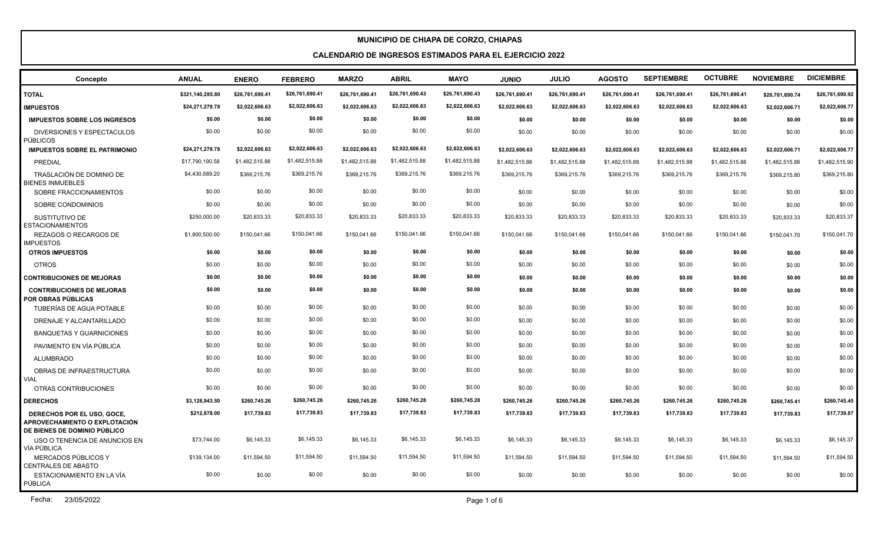# MUNICIPIO DE CHIAPA DE CORZO, CHIAPAS

## CALENDARIO DE INGRESOS ESTIMADOS PARA EL EJERCICIO 2022

| Concepto | ANUAL | ENERO | FEBRERO | MARZO | ABRIL | MAYO | JUNIO | JULIO | AGOSTO | SEPTIEMBRE | OCTUBRE | NOVIEMBRE | DICIEMBRE |
|---|---|---|---|---|---|---|---|---|---|---|---|---|---|
| **TOTAL** | **$321,140,285.80** | **$26,761,690.41** | **$26,761,690.41** | **$26,761,690.41** | **$26,761,690.43** | **$26,761,690.43** | **$26,761,690.41** | **$26,761,690.41** | **$26,761,690.41** | **$26,761,690.41** | **$26,761,690.41** | **$26,761,690.74** | **$26,761,690.92** |
| **IMPUESTOS** | **$24,271,279.78** | **$2,022,606.63** | **$2,022,606.63** | **$2,022,606.63** | **$2,022,606.63** | **$2,022,606.63** | **$2,022,606.63** | **$2,022,606.63** | **$2,022,606.63** | **$2,022,606.63** | **$2,022,606.63** | **$2,022,606.71** | **$2,022,606.77** |
| **IMPUESTOS SOBRE LOS INGRESOS** | **$0.00** | **$0.00** | **$0.00** | **$0.00** | **$0.00** | **$0.00** | **$0.00** | **$0.00** | **$0.00** | **$0.00** | **$0.00** | **$0.00** | **$0.00** |
| DIVERSIONES Y ESPECTACULOS PÚBLICOS | $0.00 | $0.00 | $0.00 | $0.00 | $0.00 | $0.00 | $0.00 | $0.00 | $0.00 | $0.00 | $0.00 | $0.00 | $0.00 |
| **IMPUESTOS SOBRE EL PATRIMONIO** | **$24,271,279.78** | **$2,022,606.63** | **$2,022,606.63** | **$2,022,606.63** | **$2,022,606.63** | **$2,022,606.63** | **$2,022,606.63** | **$2,022,606.63** | **$2,022,606.63** | **$2,022,606.63** | **$2,022,606.63** | **$2,022,606.71** | **$2,022,606.77** |
| PREDIAL | $17,790,190.58 | $1,482,515.88 | $1,482,515.88 | $1,482,515.88 | $1,482,515.88 | $1,482,515.88 | $1,482,515.88 | $1,482,515.88 | $1,482,515.88 | $1,482,515.88 | $1,482,515.88 | $1,482,515.88 | $1,482,515.90 |
| TRASLACIÓN DE DOMINIO DE BIENES INMUEBLES | $4,430,589.20 | $369,215.76 | $369,215.76 | $369,215.76 | $369,215.76 | $369,215.76 | $369,215.76 | $369,215.76 | $369,215.76 | $369,215.76 | $369,215.76 | $369,215.80 | $369,215.80 |
| SOBRE FRACCIONAMIENTOS | $0.00 | $0.00 | $0.00 | $0.00 | $0.00 | $0.00 | $0.00 | $0.00 | $0.00 | $0.00 | $0.00 | $0.00 | $0.00 |
| SOBRE CONDOMINIOS | $0.00 | $0.00 | $0.00 | $0.00 | $0.00 | $0.00 | $0.00 | $0.00 | $0.00 | $0.00 | $0.00 | $0.00 | $0.00 |
| SUSTITUTIVO DE ESTACIONAMIENTOS | $250,000.00 | $20,833.33 | $20,833.33 | $20,833.33 | $20,833.33 | $20,833.33 | $20,833.33 | $20,833.33 | $20,833.33 | $20,833.33 | $20,833.33 | $20,833.33 | $20,833.37 |
| REZAGOS O RECARGOS DE IMPUESTOS | $1,800,500.00 | $150,041.66 | $150,041.66 | $150,041.66 | $150,041.66 | $150,041.66 | $150,041.66 | $150,041.66 | $150,041.66 | $150,041.66 | $150,041.66 | $150,041.70 | $150,041.70 |
| **OTROS IMPUESTOS** | **$0.00** | **$0.00** | **$0.00** | **$0.00** | **$0.00** | **$0.00** | **$0.00** | **$0.00** | **$0.00** | **$0.00** | **$0.00** | **$0.00** | **$0.00** |
| OTROS | $0.00 | $0.00 | $0.00 | $0.00 | $0.00 | $0.00 | $0.00 | $0.00 | $0.00 | $0.00 | $0.00 | $0.00 | $0.00 |
| **CONTRIBUCIONES DE MEJORAS** | **$0.00** | **$0.00** | **$0.00** | **$0.00** | **$0.00** | **$0.00** | **$0.00** | **$0.00** | **$0.00** | **$0.00** | **$0.00** | **$0.00** | **$0.00** |
| **CONTRIBUCIONES DE MEJORAS POR OBRAS PÚBLICAS** | **$0.00** | **$0.00** | **$0.00** | **$0.00** | **$0.00** | **$0.00** | **$0.00** | **$0.00** | **$0.00** | **$0.00** | **$0.00** | **$0.00** | **$0.00** |
| TUBERÍAS DE AGUA POTABLE | $0.00 | $0.00 | $0.00 | $0.00 | $0.00 | $0.00 | $0.00 | $0.00 | $0.00 | $0.00 | $0.00 | $0.00 | $0.00 |
| DRENAJE Y ALCANTARILLADO | $0.00 | $0.00 | $0.00 | $0.00 | $0.00 | $0.00 | $0.00 | $0.00 | $0.00 | $0.00 | $0.00 | $0.00 | $0.00 |
| BANQUETAS Y GUARNICIONES | $0.00 | $0.00 | $0.00 | $0.00 | $0.00 | $0.00 | $0.00 | $0.00 | $0.00 | $0.00 | $0.00 | $0.00 | $0.00 |
| PAVIMENTO EN VÍA PÚBLICA | $0.00 | $0.00 | $0.00 | $0.00 | $0.00 | $0.00 | $0.00 | $0.00 | $0.00 | $0.00 | $0.00 | $0.00 | $0.00 |
| ALUMBRADO | $0.00 | $0.00 | $0.00 | $0.00 | $0.00 | $0.00 | $0.00 | $0.00 | $0.00 | $0.00 | $0.00 | $0.00 | $0.00 |
| OBRAS DE INFRAESTRUCTURA VIAL | $0.00 | $0.00 | $0.00 | $0.00 | $0.00 | $0.00 | $0.00 | $0.00 | $0.00 | $0.00 | $0.00 | $0.00 | $0.00 |
| OTRAS CONTRIBUCIONES | $0.00 | $0.00 | $0.00 | $0.00 | $0.00 | $0.00 | $0.00 | $0.00 | $0.00 | $0.00 | $0.00 | $0.00 | $0.00 |
| **DERECHOS** | **$3,128,943.50** | **$260,745.26** | **$260,745.26** | **$260,745.26** | **$260,745.28** | **$260,745.28** | **$260,745.26** | **$260,745.26** | **$260,745.26** | **$260,745.26** | **$260,745.26** | **$260,745.41** | **$260,745.45** |
| **DERECHOS POR EL USO, GOCE, APROVECHAMIENTO O EXPLOTACIÓN DE BIENES DE DOMINIO PÚBLICO** | **$212,878.00** | **$17,739.83** | **$17,739.83** | **$17,739.83** | **$17,739.83** | **$17,739.83** | **$17,739.83** | **$17,739.83** | **$17,739.83** | **$17,739.83** | **$17,739.83** | **$17,739.83** | **$17,739.87** |
| USO O TENENCIA DE ANUNCIOS EN VÍA PÚBLICA | $73,744.00 | $6,145.33 | $6,145.33 | $6,145.33 | $6,145.33 | $6,145.33 | $6,145.33 | $6,145.33 | $6,145.33 | $6,145.33 | $6,145.33 | $6,145.33 | $6,145.37 |
| MERCADOS PÚBLICOS Y CENTRALES DE ABASTO | $139,134.00 | $11,594.50 | $11,594.50 | $11,594.50 | $11,594.50 | $11,594.50 | $11,594.50 | $11,594.50 | $11,594.50 | $11,594.50 | $11,594.50 | $11,594.50 | $11,594.50 |
| ESTACIONAMIENTO EN LA VÍA PÚBLICA | $0.00 | $0.00 | $0.00 | $0.00 | $0.00 | $0.00 | $0.00 | $0.00 | $0.00 | $0.00 | $0.00 | $0.00 | $0.00 |

Fecha: 23/05/2022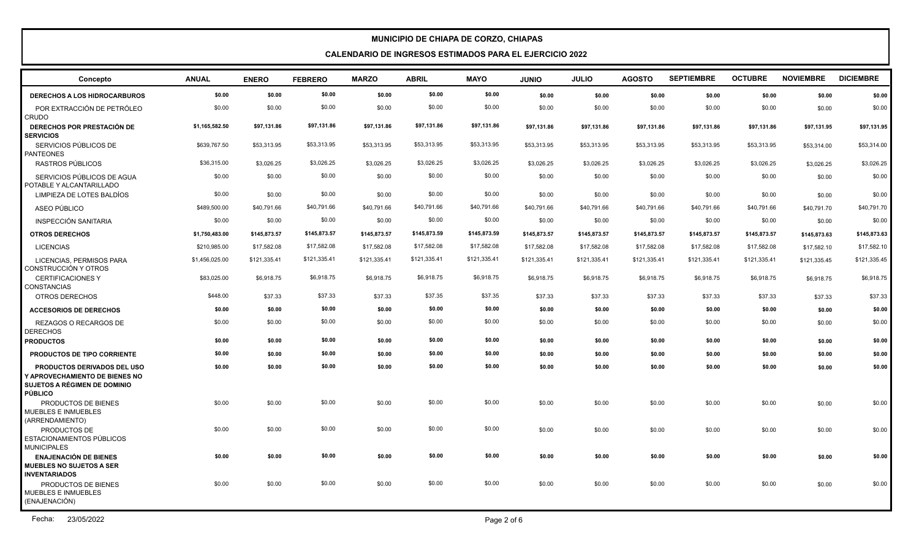**MUNICIPIO DE CHIAPA DE CORZO, CHIAPAS**

**CALENDARIO DE INGRESOS ESTIMADOS PARA EL EJERCICIO 2022**

| Concepto | ANUAL | ENERO | FEBRERO | MARZO | ABRIL | MAYO | JUNIO | JULIO | AGOSTO | SEPTIEMBRE | OCTUBRE | NOVIEMBRE | DICIEMBRE |
|---|---|---|---|---|---|---|---|---|---|---|---|---|---|
| **DERECHOS A LOS HIDROCARBUROS** | **$0.00** | **$0.00** | **$0.00** | **$0.00** | **$0.00** | **$0.00** | **$0.00** | **$0.00** | **$0.00** | **$0.00** | **$0.00** | **$0.00** | **$0.00** |
| POR EXTRACCIÓN DE PETRÓLEO CRUDO | $0.00 | $0.00 | $0.00 | $0.00 | $0.00 | $0.00 | $0.00 | $0.00 | $0.00 | $0.00 | $0.00 | $0.00 | $0.00 |
| **DERECHOS POR PRESTACIÓN DE SERVICIOS** | **$1,165,582.50** | **$97,131.86** | **$97,131.86** | **$97,131.86** | **$97,131.86** | **$97,131.86** | **$97,131.86** | **$97,131.86** | **$97,131.86** | **$97,131.86** | **$97,131.86** | **$97,131.95** | **$97,131.95** |
| SERVICIOS PÚBLICOS DE PANTEONES | $639,767.50 | $53,313.95 | $53,313.95 | $53,313.95 | $53,313.95 | $53,313.95 | $53,313.95 | $53,313.95 | $53,313.95 | $53,313.95 | $53,313.95 | $53,314.00 | $53,314.00 |
| RASTROS PÚBLICOS | $36,315.00 | $3,026.25 | $3,026.25 | $3,026.25 | $3,026.25 | $3,026.25 | $3,026.25 | $3,026.25 | $3,026.25 | $3,026.25 | $3,026.25 | $3,026.25 | $3,026.25 |
| SERVICIOS PÚBLICOS DE AGUA POTABLE Y ALCANTARILLADO | $0.00 | $0.00 | $0.00 | $0.00 | $0.00 | $0.00 | $0.00 | $0.00 | $0.00 | $0.00 | $0.00 | $0.00 | $0.00 |
| LIMPIEZA DE LOTES BALDÍOS | $0.00 | $0.00 | $0.00 | $0.00 | $0.00 | $0.00 | $0.00 | $0.00 | $0.00 | $0.00 | $0.00 | $0.00 | $0.00 |
| ASEO PÚBLICO | $489,500.00 | $40,791.66 | $40,791.66 | $40,791.66 | $40,791.66 | $40,791.66 | $40,791.66 | $40,791.66 | $40,791.66 | $40,791.66 | $40,791.66 | $40,791.70 | $40,791.70 |
| INSPECCIÓN SANITARIA | $0.00 | $0.00 | $0.00 | $0.00 | $0.00 | $0.00 | $0.00 | $0.00 | $0.00 | $0.00 | $0.00 | $0.00 | $0.00 |
| **OTROS DERECHOS** | **$1,750,483.00** | **$145,873.57** | **$145,873.57** | **$145,873.57** | **$145,873.59** | **$145,873.59** | **$145,873.57** | **$145,873.57** | **$145,873.57** | **$145,873.57** | **$145,873.57** | **$145,873.63** | **$145,873.63** |
| LICENCIAS | $210,985.00 | $17,582.08 | $17,582.08 | $17,582.08 | $17,582.08 | $17,582.08 | $17,582.08 | $17,582.08 | $17,582.08 | $17,582.08 | $17,582.08 | $17,582.10 | $17,582.10 |
| LICENCIAS, PERMISOS PARA CONSTRUCCIÓN Y OTROS | $1,456,025.00 | $121,335.41 | $121,335.41 | $121,335.41 | $121,335.41 | $121,335.41 | $121,335.41 | $121,335.41 | $121,335.41 | $121,335.41 | $121,335.41 | $121,335.45 | $121,335.45 |
| CERTIFICACIONES Y CONSTANCIAS | $83,025.00 | $6,918.75 | $6,918.75 | $6,918.75 | $6,918.75 | $6,918.75 | $6,918.75 | $6,918.75 | $6,918.75 | $6,918.75 | $6,918.75 | $6,918.75 | $6,918.75 |
| OTROS DERECHOS | $448.00 | $37.33 | $37.33 | $37.33 | $37.35 | $37.35 | $37.33 | $37.33 | $37.33 | $37.33 | $37.33 | $37.33 | $37.33 |
| **ACCESORIOS DE DERECHOS** | **$0.00** | **$0.00** | **$0.00** | **$0.00** | **$0.00** | **$0.00** | **$0.00** | **$0.00** | **$0.00** | **$0.00** | **$0.00** | **$0.00** | **$0.00** |
| REZAGOS O RECARGOS DE DERECHOS | $0.00 | $0.00 | $0.00 | $0.00 | $0.00 | $0.00 | $0.00 | $0.00 | $0.00 | $0.00 | $0.00 | $0.00 | $0.00 |
| **PRODUCTOS** | **$0.00** | **$0.00** | **$0.00** | **$0.00** | **$0.00** | **$0.00** | **$0.00** | **$0.00** | **$0.00** | **$0.00** | **$0.00** | **$0.00** | **$0.00** |
| **PRODUCTOS DE TIPO CORRIENTE** | **$0.00** | **$0.00** | **$0.00** | **$0.00** | **$0.00** | **$0.00** | **$0.00** | **$0.00** | **$0.00** | **$0.00** | **$0.00** | **$0.00** | **$0.00** |
| **PRODUCTOS DERIVADOS DEL USO Y APROVECHAMIENTO DE BIENES NO SUJETOS A RÉGIMEN DE DOMINIO PÚBLICO** | **$0.00** | **$0.00** | **$0.00** | **$0.00** | **$0.00** | **$0.00** | **$0.00** | **$0.00** | **$0.00** | **$0.00** | **$0.00** | **$0.00** | **$0.00** |
| PRODUCTOS DE BIENES MUEBLES E INMUEBLES (ARRENDAMIENTO) | $0.00 | $0.00 | $0.00 | $0.00 | $0.00 | $0.00 | $0.00 | $0.00 | $0.00 | $0.00 | $0.00 | $0.00 | $0.00 |
| PRODUCTOS DE ESTACIONAMIENTOS PÚBLICOS MUNICIPALES | $0.00 | $0.00 | $0.00 | $0.00 | $0.00 | $0.00 | $0.00 | $0.00 | $0.00 | $0.00 | $0.00 | $0.00 | $0.00 |
| **ENAJENACIÓN DE BIENES MUEBLES NO SUJETOS A SER INVENTARIADOS** | **$0.00** | **$0.00** | **$0.00** | **$0.00** | **$0.00** | **$0.00** | **$0.00** | **$0.00** | **$0.00** | **$0.00** | **$0.00** | **$0.00** | **$0.00** |
| PRODUCTOS DE BIENES MUEBLES E INMUEBLES (ENAJENACIÓN) | $0.00 | $0.00 | $0.00 | $0.00 | $0.00 | $0.00 | $0.00 | $0.00 | $0.00 | $0.00 | $0.00 | $0.00 | $0.00 |

Fecha: 23/05/2022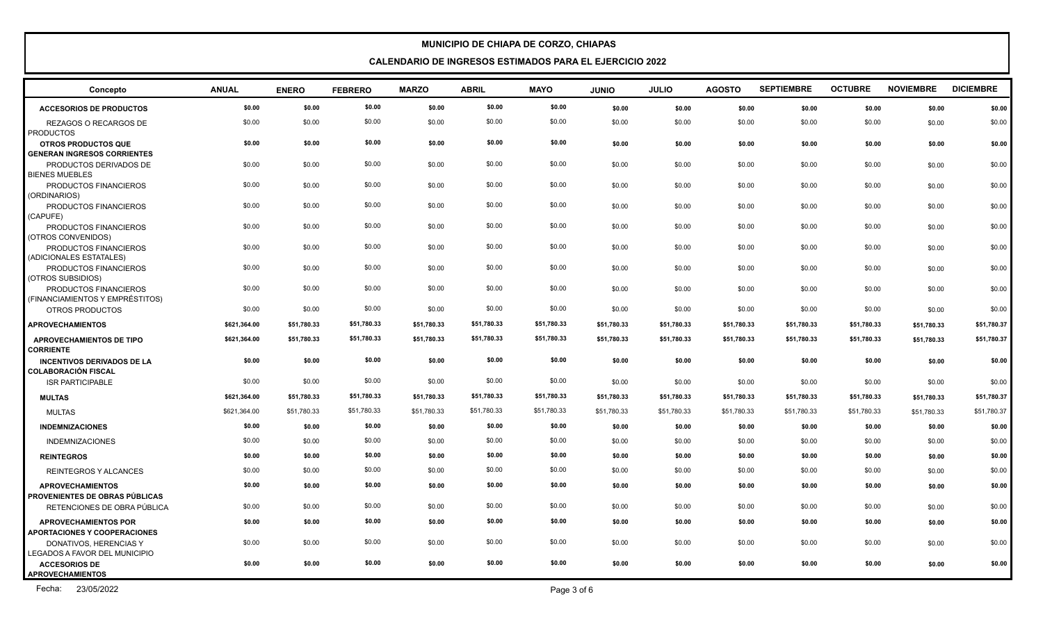# MUNICIPIO DE CHIAPA DE CORZO, CHIAPAS

## CALENDARIO DE INGRESOS ESTIMADOS PARA EL EJERCICIO 2022

| Concepto | ANUAL | ENERO | FEBRERO | MARZO | ABRIL | MAYO | JUNIO | JULIO | AGOSTO | SEPTIEMBRE | OCTUBRE | NOVIEMBRE | DICIEMBRE |
|---|---|---|---|---|---|---|---|---|---|---|---|---|---|
| **ACCESORIOS DE PRODUCTOS** | **$0.00** | **$0.00** | **$0.00** | **$0.00** | **$0.00** | **$0.00** | **$0.00** | **$0.00** | **$0.00** | **$0.00** | **$0.00** | **$0.00** | **$0.00** |
| REZAGOS O RECARGOS DE PRODUCTOS | $0.00 | $0.00 | $0.00 | $0.00 | $0.00 | $0.00 | $0.00 | $0.00 | $0.00 | $0.00 | $0.00 | $0.00 | $0.00 |
| **OTROS PRODUCTOS QUE GENERAN INGRESOS CORRIENTES** | **$0.00** | **$0.00** | **$0.00** | **$0.00** | **$0.00** | **$0.00** | **$0.00** | **$0.00** | **$0.00** | **$0.00** | **$0.00** | **$0.00** | **$0.00** |
| PRODUCTOS DERIVADOS DE BIENES MUEBLES | $0.00 | $0.00 | $0.00 | $0.00 | $0.00 | $0.00 | $0.00 | $0.00 | $0.00 | $0.00 | $0.00 | $0.00 | $0.00 |
| PRODUCTOS FINANCIEROS (ORDINARIOS) | $0.00 | $0.00 | $0.00 | $0.00 | $0.00 | $0.00 | $0.00 | $0.00 | $0.00 | $0.00 | $0.00 | $0.00 | $0.00 |
| PRODUCTOS FINANCIEROS (CAPUFE) | $0.00 | $0.00 | $0.00 | $0.00 | $0.00 | $0.00 | $0.00 | $0.00 | $0.00 | $0.00 | $0.00 | $0.00 | $0.00 |
| PRODUCTOS FINANCIEROS (OTROS CONVENIDOS) | $0.00 | $0.00 | $0.00 | $0.00 | $0.00 | $0.00 | $0.00 | $0.00 | $0.00 | $0.00 | $0.00 | $0.00 | $0.00 |
| PRODUCTOS FINANCIEROS (ADICIONALES ESTATALES) | $0.00 | $0.00 | $0.00 | $0.00 | $0.00 | $0.00 | $0.00 | $0.00 | $0.00 | $0.00 | $0.00 | $0.00 | $0.00 |
| PRODUCTOS FINANCIEROS (OTROS SUBSIDIOS) | $0.00 | $0.00 | $0.00 | $0.00 | $0.00 | $0.00 | $0.00 | $0.00 | $0.00 | $0.00 | $0.00 | $0.00 | $0.00 |
| PRODUCTOS FINANCIEROS (FINANCIAMIENTOS Y EMPRÉSTITOS) | $0.00 | $0.00 | $0.00 | $0.00 | $0.00 | $0.00 | $0.00 | $0.00 | $0.00 | $0.00 | $0.00 | $0.00 | $0.00 |
| OTROS PRODUCTOS | $0.00 | $0.00 | $0.00 | $0.00 | $0.00 | $0.00 | $0.00 | $0.00 | $0.00 | $0.00 | $0.00 | $0.00 | $0.00 |
| **APROVECHAMIENTOS** | **$621,364.00** | **$51,780.33** | **$51,780.33** | **$51,780.33** | **$51,780.33** | **$51,780.33** | **$51,780.33** | **$51,780.33** | **$51,780.33** | **$51,780.33** | **$51,780.33** | **$51,780.33** | **$51,780.37** |
| **APROVECHAMIENTOS DE TIPO CORRIENTE** | **$621,364.00** | **$51,780.33** | **$51,780.33** | **$51,780.33** | **$51,780.33** | **$51,780.33** | **$51,780.33** | **$51,780.33** | **$51,780.33** | **$51,780.33** | **$51,780.33** | **$51,780.33** | **$51,780.37** |
| **INCENTIVOS DERIVADOS DE LA COLABORACIÓN FISCAL** | **$0.00** | **$0.00** | **$0.00** | **$0.00** | **$0.00** | **$0.00** | **$0.00** | **$0.00** | **$0.00** | **$0.00** | **$0.00** | **$0.00** | **$0.00** |
| ISR PARTICIPABLE | $0.00 | $0.00 | $0.00 | $0.00 | $0.00 | $0.00 | $0.00 | $0.00 | $0.00 | $0.00 | $0.00 | $0.00 | $0.00 |
| **MULTAS** | **$621,364.00** | **$51,780.33** | **$51,780.33** | **$51,780.33** | **$51,780.33** | **$51,780.33** | **$51,780.33** | **$51,780.33** | **$51,780.33** | **$51,780.33** | **$51,780.33** | **$51,780.33** | **$51,780.37** |
| MULTAS | $621,364.00 | $51,780.33 | $51,780.33 | $51,780.33 | $51,780.33 | $51,780.33 | $51,780.33 | $51,780.33 | $51,780.33 | $51,780.33 | $51,780.33 | $51,780.33 | $51,780.37 |
| **INDEMNIZACIONES** | **$0.00** | **$0.00** | **$0.00** | **$0.00** | **$0.00** | **$0.00** | **$0.00** | **$0.00** | **$0.00** | **$0.00** | **$0.00** | **$0.00** | **$0.00** |
| INDEMNIZACIONES | $0.00 | $0.00 | $0.00 | $0.00 | $0.00 | $0.00 | $0.00 | $0.00 | $0.00 | $0.00 | $0.00 | $0.00 | $0.00 |
| **REINTEGROS** | **$0.00** | **$0.00** | **$0.00** | **$0.00** | **$0.00** | **$0.00** | **$0.00** | **$0.00** | **$0.00** | **$0.00** | **$0.00** | **$0.00** | **$0.00** |
| REINTEGROS Y ALCANCES | $0.00 | $0.00 | $0.00 | $0.00 | $0.00 | $0.00 | $0.00 | $0.00 | $0.00 | $0.00 | $0.00 | $0.00 | $0.00 |
| **APROVECHAMIENTOS PROVENIENTES DE OBRAS PÚBLICAS** | **$0.00** | **$0.00** | **$0.00** | **$0.00** | **$0.00** | **$0.00** | **$0.00** | **$0.00** | **$0.00** | **$0.00** | **$0.00** | **$0.00** | **$0.00** |
| RETENCIONES DE OBRA PÚBLICA | $0.00 | $0.00 | $0.00 | $0.00 | $0.00 | $0.00 | $0.00 | $0.00 | $0.00 | $0.00 | $0.00 | $0.00 | $0.00 |
| **APROVECHAMIENTOS POR APORTACIONES Y COOPERACIONES** | **$0.00** | **$0.00** | **$0.00** | **$0.00** | **$0.00** | **$0.00** | **$0.00** | **$0.00** | **$0.00** | **$0.00** | **$0.00** | **$0.00** | **$0.00** |
| DONATIVOS, HERENCIAS Y LEGADOS A FAVOR DEL MUNICIPIO | $0.00 | $0.00 | $0.00 | $0.00 | $0.00 | $0.00 | $0.00 | $0.00 | $0.00 | $0.00 | $0.00 | $0.00 | $0.00 |
| **ACCESORIOS DE APROVECHAMIENTOS** | **$0.00** | **$0.00** | **$0.00** | **$0.00** | **$0.00** | **$0.00** | **$0.00** | **$0.00** | **$0.00** | **$0.00** | **$0.00** | **$0.00** | **$0.00** |

Fecha: 23/05/2022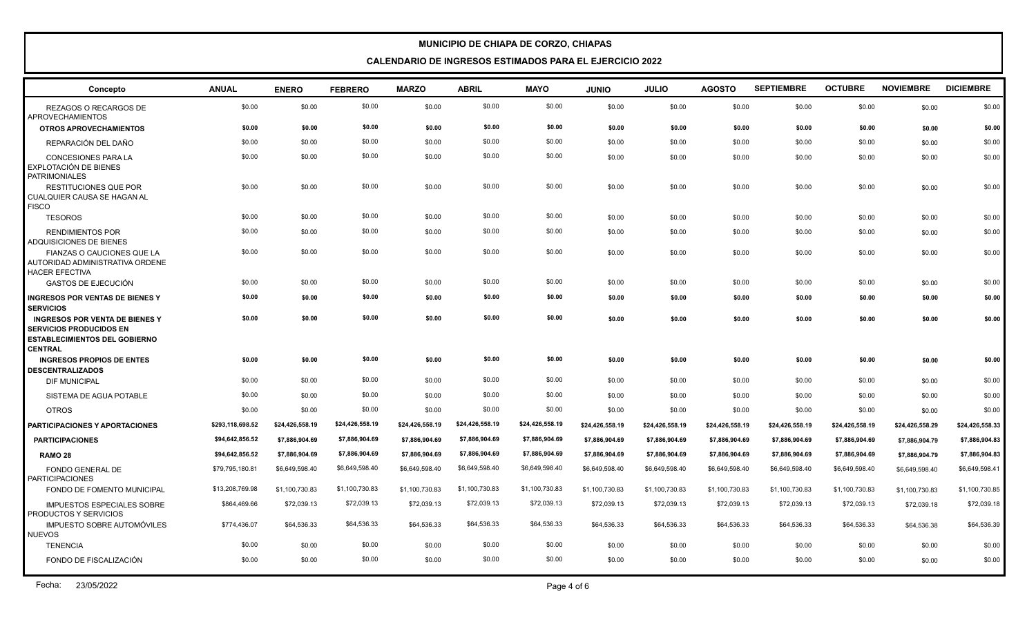**MUNICIPIO DE CHIAPA DE CORZO, CHIAPAS**

**CALENDARIO DE INGRESOS ESTIMADOS PARA EL EJERCICIO 2022**

| Concepto | ANUAL | ENERO | FEBRERO | MARZO | ABRIL | MAYO | JUNIO | JULIO | AGOSTO | SEPTIEMBRE | OCTUBRE | NOVIEMBRE | DICIEMBRE |
|---|---|---|---|---|---|---|---|---|---|---|---|---|---|
| REZAGOS O RECARGOS DE APROVECHAMIENTOS | $0.00 | $0.00 | $0.00 | $0.00 | $0.00 | $0.00 | $0.00 | $0.00 | $0.00 | $0.00 | $0.00 | $0.00 | $0.00 |
| **OTROS APROVECHAMIENTOS** | **$0.00** | **$0.00** | **$0.00** | **$0.00** | **$0.00** | **$0.00** | **$0.00** | **$0.00** | **$0.00** | **$0.00** | **$0.00** | **$0.00** | **$0.00** |
| REPARACIÓN DEL DAÑO | $0.00 | $0.00 | $0.00 | $0.00 | $0.00 | $0.00 | $0.00 | $0.00 | $0.00 | $0.00 | $0.00 | $0.00 | $0.00 |
| CONCESIONES PARA LA EXPLOTACIÓN DE BIENES PATRIMONIALES | $0.00 | $0.00 | $0.00 | $0.00 | $0.00 | $0.00 | $0.00 | $0.00 | $0.00 | $0.00 | $0.00 | $0.00 | $0.00 |
| RESTITUCIONES QUE POR CUALQUIER CAUSA SE HAGAN AL FISCO | $0.00 | $0.00 | $0.00 | $0.00 | $0.00 | $0.00 | $0.00 | $0.00 | $0.00 | $0.00 | $0.00 | $0.00 | $0.00 |
| TESOROS | $0.00 | $0.00 | $0.00 | $0.00 | $0.00 | $0.00 | $0.00 | $0.00 | $0.00 | $0.00 | $0.00 | $0.00 | $0.00 |
| RENDIMIENTOS POR ADQUISICIONES DE BIENES | $0.00 | $0.00 | $0.00 | $0.00 | $0.00 | $0.00 | $0.00 | $0.00 | $0.00 | $0.00 | $0.00 | $0.00 | $0.00 |
| FIANZAS O CAUCIONES QUE LA AUTORIDAD ADMINISTRATIVA ORDENE HACER EFECTIVA | $0.00 | $0.00 | $0.00 | $0.00 | $0.00 | $0.00 | $0.00 | $0.00 | $0.00 | $0.00 | $0.00 | $0.00 | $0.00 |
| GASTOS DE EJECUCIÓN | $0.00 | $0.00 | $0.00 | $0.00 | $0.00 | $0.00 | $0.00 | $0.00 | $0.00 | $0.00 | $0.00 | $0.00 | $0.00 |
| **INGRESOS POR VENTAS DE BIENES Y SERVICIOS** | **$0.00** | **$0.00** | **$0.00** | **$0.00** | **$0.00** | **$0.00** | **$0.00** | **$0.00** | **$0.00** | **$0.00** | **$0.00** | **$0.00** | **$0.00** |
| **INGRESOS POR VENTA DE BIENES Y SERVICIOS PRODUCIDOS EN ESTABLECIMIENTOS DEL GOBIERNO CENTRAL** | **$0.00** | **$0.00** | **$0.00** | **$0.00** | **$0.00** | **$0.00** | **$0.00** | **$0.00** | **$0.00** | **$0.00** | **$0.00** | **$0.00** | **$0.00** |
| **INGRESOS PROPIOS DE ENTES DESCENTRALIZADOS** | **$0.00** | **$0.00** | **$0.00** | **$0.00** | **$0.00** | **$0.00** | **$0.00** | **$0.00** | **$0.00** | **$0.00** | **$0.00** | **$0.00** | **$0.00** |
| DIF MUNICIPAL | $0.00 | $0.00 | $0.00 | $0.00 | $0.00 | $0.00 | $0.00 | $0.00 | $0.00 | $0.00 | $0.00 | $0.00 | $0.00 |
| SISTEMA DE AGUA POTABLE | $0.00 | $0.00 | $0.00 | $0.00 | $0.00 | $0.00 | $0.00 | $0.00 | $0.00 | $0.00 | $0.00 | $0.00 | $0.00 |
| OTROS | $0.00 | $0.00 | $0.00 | $0.00 | $0.00 | $0.00 | $0.00 | $0.00 | $0.00 | $0.00 | $0.00 | $0.00 | $0.00 |
| **PARTICIPACIONES Y APORTACIONES** | **$293,118,698.52** | **$24,426,558.19** | **$24,426,558.19** | **$24,426,558.19** | **$24,426,558.19** | **$24,426,558.19** | **$24,426,558.19** | **$24,426,558.19** | **$24,426,558.19** | **$24,426,558.19** | **$24,426,558.19** | **$24,426,558.29** | **$24,426,558.33** |
| **PARTICIPACIONES** | **$94,642,856.52** | **$7,886,904.69** | **$7,886,904.69** | **$7,886,904.69** | **$7,886,904.69** | **$7,886,904.69** | **$7,886,904.69** | **$7,886,904.69** | **$7,886,904.69** | **$7,886,904.69** | **$7,886,904.69** | **$7,886,904.79** | **$7,886,904.83** |
| **RAMO 28** | **$94,642,856.52** | **$7,886,904.69** | **$7,886,904.69** | **$7,886,904.69** | **$7,886,904.69** | **$7,886,904.69** | **$7,886,904.69** | **$7,886,904.69** | **$7,886,904.69** | **$7,886,904.69** | **$7,886,904.69** | **$7,886,904.79** | **$7,886,904.83** |
| FONDO GENERAL DE PARTICIPACIONES | $79,795,180.81 | $6,649,598.40 | $6,649,598.40 | $6,649,598.40 | $6,649,598.40 | $6,649,598.40 | $6,649,598.40 | $6,649,598.40 | $6,649,598.40 | $6,649,598.40 | $6,649,598.40 | $6,649,598.40 | $6,649,598.41 |
| FONDO DE FOMENTO MUNICIPAL | $13,208,769.98 | $1,100,730.83 | $1,100,730.83 | $1,100,730.83 | $1,100,730.83 | $1,100,730.83 | $1,100,730.83 | $1,100,730.83 | $1,100,730.83 | $1,100,730.83 | $1,100,730.83 | $1,100,730.83 | $1,100,730.85 |
| IMPUESTOS ESPECIALES SOBRE PRODUCTOS Y SERVICIOS | $864,469.66 | $72,039.13 | $72,039.13 | $72,039.13 | $72,039.13 | $72,039.13 | $72,039.13 | $72,039.13 | $72,039.13 | $72,039.13 | $72,039.13 | $72,039.18 | $72,039.18 |
| IMPUESTO SOBRE AUTOMÓVILES NUEVOS | $774,436.07 | $64,536.33 | $64,536.33 | $64,536.33 | $64,536.33 | $64,536.33 | $64,536.33 | $64,536.33 | $64,536.33 | $64,536.33 | $64,536.33 | $64,536.38 | $64,536.39 |
| TENENCIA | $0.00 | $0.00 | $0.00 | $0.00 | $0.00 | $0.00 | $0.00 | $0.00 | $0.00 | $0.00 | $0.00 | $0.00 | $0.00 |
| FONDO DE FISCALIZACIÓN | $0.00 | $0.00 | $0.00 | $0.00 | $0.00 | $0.00 | $0.00 | $0.00 | $0.00 | $0.00 | $0.00 | $0.00 | $0.00 |

Fecha: 23/05/2022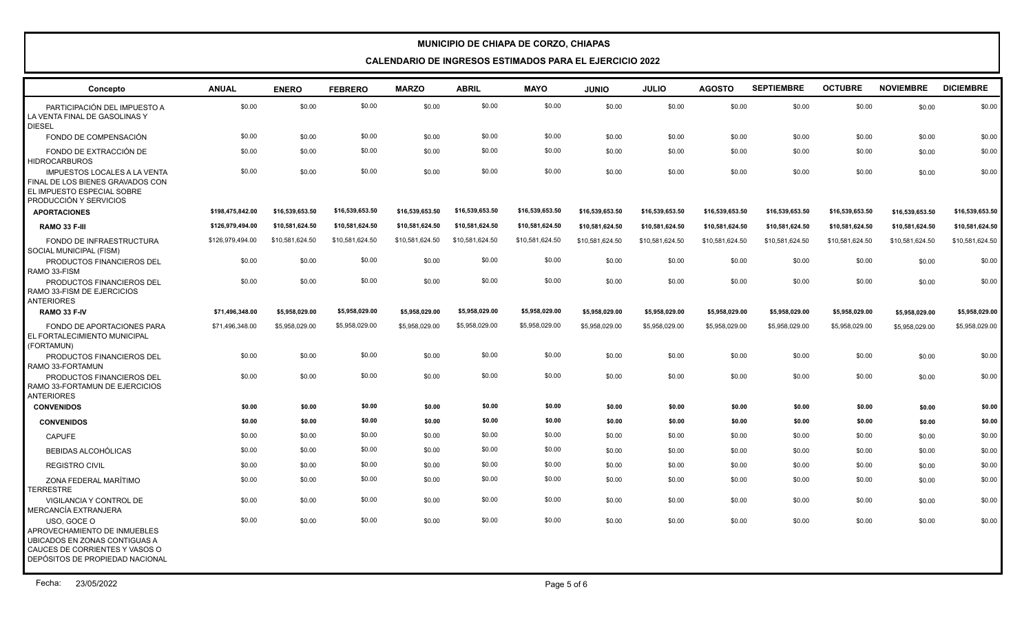# MUNICIPIO DE CHIAPA DE CORZO, CHIAPAS

## CALENDARIO DE INGRESOS ESTIMADOS PARA EL EJERCICIO 2022

| Concepto | ANUAL | ENERO | FEBRERO | MARZO | ABRIL | MAYO | JUNIO | JULIO | AGOSTO | SEPTIEMBRE | OCTUBRE | NOVIEMBRE | DICIEMBRE |
|---|---|---|---|---|---|---|---|---|---|---|---|---|---|
| PARTICIPACIÓN DEL IMPUESTO A LA VENTA FINAL DE GASOLINAS Y DIESEL | $0.00 | $0.00 | $0.00 | $0.00 | $0.00 | $0.00 | $0.00 | $0.00 | $0.00 | $0.00 | $0.00 | $0.00 | $0.00 |
| FONDO DE COMPENSACIÓN | $0.00 | $0.00 | $0.00 | $0.00 | $0.00 | $0.00 | $0.00 | $0.00 | $0.00 | $0.00 | $0.00 | $0.00 | $0.00 |
| FONDO DE EXTRACCIÓN DE HIDROCARBUROS | $0.00 | $0.00 | $0.00 | $0.00 | $0.00 | $0.00 | $0.00 | $0.00 | $0.00 | $0.00 | $0.00 | $0.00 | $0.00 |
| IMPUESTOS LOCALES A LA VENTA FINAL DE LOS BIENES GRAVADOS CON EL IMPUESTO ESPECIAL SOBRE PRODUCCIÓN Y SERVICIOS | $0.00 | $0.00 | $0.00 | $0.00 | $0.00 | $0.00 | $0.00 | $0.00 | $0.00 | $0.00 | $0.00 | $0.00 | $0.00 |
| **APORTACIONES** | **$198,475,842.00** | **$16,539,653.50** | **$16,539,653.50** | **$16,539,653.50** | **$16,539,653.50** | **$16,539,653.50** | **$16,539,653.50** | **$16,539,653.50** | **$16,539,653.50** | **$16,539,653.50** | **$16,539,653.50** | **$16,539,653.50** | **$16,539,653.50** |
| **RAMO 33 F-III** | **$126,979,494.00** | **$10,581,624.50** | **$10,581,624.50** | **$10,581,624.50** | **$10,581,624.50** | **$10,581,624.50** | **$10,581,624.50** | **$10,581,624.50** | **$10,581,624.50** | **$10,581,624.50** | **$10,581,624.50** | **$10,581,624.50** | **$10,581,624.50** |
| FONDO DE INFRAESTRUCTURA SOCIAL MUNICIPAL (FISM) | $126,979,494.00 | $10,581,624.50 | $10,581,624.50 | $10,581,624.50 | $10,581,624.50 | $10,581,624.50 | $10,581,624.50 | $10,581,624.50 | $10,581,624.50 | $10,581,624.50 | $10,581,624.50 | $10,581,624.50 | $10,581,624.50 |
| PRODUCTOS FINANCIEROS DEL RAMO 33-FISM | $0.00 | $0.00 | $0.00 | $0.00 | $0.00 | $0.00 | $0.00 | $0.00 | $0.00 | $0.00 | $0.00 | $0.00 | $0.00 |
| PRODUCTOS FINANCIEROS DEL RAMO 33-FISM DE EJERCICIOS ANTERIORES | $0.00 | $0.00 | $0.00 | $0.00 | $0.00 | $0.00 | $0.00 | $0.00 | $0.00 | $0.00 | $0.00 | $0.00 | $0.00 |
| **RAMO 33 F-IV** | **$71,496,348.00** | **$5,958,029.00** | **$5,958,029.00** | **$5,958,029.00** | **$5,958,029.00** | **$5,958,029.00** | **$5,958,029.00** | **$5,958,029.00** | **$5,958,029.00** | **$5,958,029.00** | **$5,958,029.00** | **$5,958,029.00** | **$5,958,029.00** |
| FONDO DE APORTACIONES PARA EL FORTALECIMIENTO MUNICIPAL (FORTAMUN) | $71,496,348.00 | $5,958,029.00 | $5,958,029.00 | $5,958,029.00 | $5,958,029.00 | $5,958,029.00 | $5,958,029.00 | $5,958,029.00 | $5,958,029.00 | $5,958,029.00 | $5,958,029.00 | $5,958,029.00 | $5,958,029.00 |
| PRODUCTOS FINANCIEROS DEL RAMO 33-FORTAMUN | $0.00 | $0.00 | $0.00 | $0.00 | $0.00 | $0.00 | $0.00 | $0.00 | $0.00 | $0.00 | $0.00 | $0.00 | $0.00 |
| PRODUCTOS FINANCIEROS DEL RAMO 33-FORTAMUN DE EJERCICIOS ANTERIORES | $0.00 | $0.00 | $0.00 | $0.00 | $0.00 | $0.00 | $0.00 | $0.00 | $0.00 | $0.00 | $0.00 | $0.00 | $0.00 |
| **CONVENIDOS** | **$0.00** | **$0.00** | **$0.00** | **$0.00** | **$0.00** | **$0.00** | **$0.00** | **$0.00** | **$0.00** | **$0.00** | **$0.00** | **$0.00** | **$0.00** |
| **CONVENIDOS** | **$0.00** | **$0.00** | **$0.00** | **$0.00** | **$0.00** | **$0.00** | **$0.00** | **$0.00** | **$0.00** | **$0.00** | **$0.00** | **$0.00** | **$0.00** |
| CAPUFE | $0.00 | $0.00 | $0.00 | $0.00 | $0.00 | $0.00 | $0.00 | $0.00 | $0.00 | $0.00 | $0.00 | $0.00 | $0.00 |
| BEBIDAS ALCOHÓLICAS | $0.00 | $0.00 | $0.00 | $0.00 | $0.00 | $0.00 | $0.00 | $0.00 | $0.00 | $0.00 | $0.00 | $0.00 | $0.00 |
| REGISTRO CIVIL | $0.00 | $0.00 | $0.00 | $0.00 | $0.00 | $0.00 | $0.00 | $0.00 | $0.00 | $0.00 | $0.00 | $0.00 | $0.00 |
| ZONA FEDERAL MARÍTIMO TERRESTRE | $0.00 | $0.00 | $0.00 | $0.00 | $0.00 | $0.00 | $0.00 | $0.00 | $0.00 | $0.00 | $0.00 | $0.00 | $0.00 |
| VIGILANCIA Y CONTROL DE MERCANCÍA EXTRANJERA | $0.00 | $0.00 | $0.00 | $0.00 | $0.00 | $0.00 | $0.00 | $0.00 | $0.00 | $0.00 | $0.00 | $0.00 | $0.00 |
| USO, GOCE O APROVECHAMIENTO DE INMUEBLES UBICADOS EN ZONAS CONTIGUAS A CAUCES DE CORRIENTES Y VASOS O DEPÓSITOS DE PROPIEDAD NACIONAL | $0.00 | $0.00 | $0.00 | $0.00 | $0.00 | $0.00 | $0.00 | $0.00 | $0.00 | $0.00 | $0.00 | $0.00 | $0.00 |

Fecha: 23/05/2022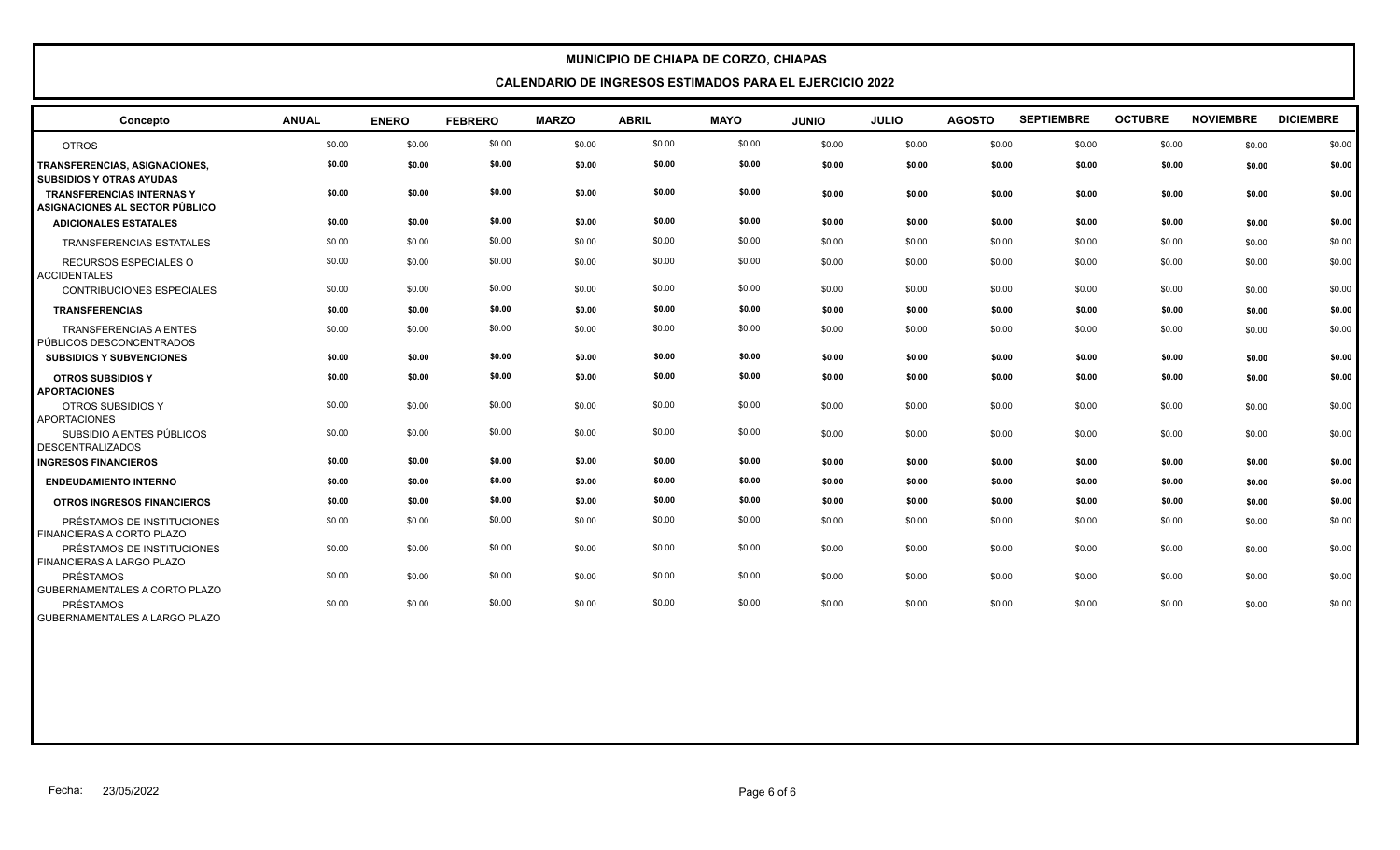**MUNICIPIO DE CHIAPA DE CORZO, CHIAPAS**

**CALENDARIO DE INGRESOS ESTIMADOS PARA EL EJERCICIO 2022**

| Concepto | ANUAL | ENERO | FEBRERO | MARZO | ABRIL | MAYO | JUNIO | JULIO | AGOSTO | SEPTIEMBRE | OCTUBRE | NOVIEMBRE | DICIEMBRE |
|---|---|---|---|---|---|---|---|---|---|---|---|---|---|
| OTROS | $0.00 | $0.00 | $0.00 | $0.00 | $0.00 | $0.00 | $0.00 | $0.00 | $0.00 | $0.00 | $0.00 | $0.00 | $0.00 |
| **TRANSFERENCIAS, ASIGNACIONES, SUBSIDIOS Y OTRAS AYUDAS** | **$0.00** | **$0.00** | **$0.00** | **$0.00** | **$0.00** | **$0.00** | **$0.00** | **$0.00** | **$0.00** | **$0.00** | **$0.00** | **$0.00** | **$0.00** |
| **TRANSFERENCIAS INTERNAS Y ASIGNACIONES AL SECTOR PÚBLICO** | **$0.00** | **$0.00** | **$0.00** | **$0.00** | **$0.00** | **$0.00** | **$0.00** | **$0.00** | **$0.00** | **$0.00** | **$0.00** | **$0.00** | **$0.00** |
| **ADICIONALES ESTATALES** | **$0.00** | **$0.00** | **$0.00** | **$0.00** | **$0.00** | **$0.00** | **$0.00** | **$0.00** | **$0.00** | **$0.00** | **$0.00** | **$0.00** | **$0.00** |
| TRANSFERENCIAS ESTATALES | $0.00 | $0.00 | $0.00 | $0.00 | $0.00 | $0.00 | $0.00 | $0.00 | $0.00 | $0.00 | $0.00 | $0.00 | $0.00 |
| RECURSOS ESPECIALES O ACCIDENTALES | $0.00 | $0.00 | $0.00 | $0.00 | $0.00 | $0.00 | $0.00 | $0.00 | $0.00 | $0.00 | $0.00 | $0.00 | $0.00 |
| CONTRIBUCIONES ESPECIALES | $0.00 | $0.00 | $0.00 | $0.00 | $0.00 | $0.00 | $0.00 | $0.00 | $0.00 | $0.00 | $0.00 | $0.00 | $0.00 |
| **TRANSFERENCIAS** | **$0.00** | **$0.00** | **$0.00** | **$0.00** | **$0.00** | **$0.00** | **$0.00** | **$0.00** | **$0.00** | **$0.00** | **$0.00** | **$0.00** | **$0.00** |
| TRANSFERENCIAS A ENTES PÚBLICOS DESCONCENTRADOS | $0.00 | $0.00 | $0.00 | $0.00 | $0.00 | $0.00 | $0.00 | $0.00 | $0.00 | $0.00 | $0.00 | $0.00 | $0.00 |
| **SUBSIDIOS Y SUBVENCIONES** | **$0.00** | **$0.00** | **$0.00** | **$0.00** | **$0.00** | **$0.00** | **$0.00** | **$0.00** | **$0.00** | **$0.00** | **$0.00** | **$0.00** | **$0.00** |
| **OTROS SUBSIDIOS Y APORTACIONES** | **$0.00** | **$0.00** | **$0.00** | **$0.00** | **$0.00** | **$0.00** | **$0.00** | **$0.00** | **$0.00** | **$0.00** | **$0.00** | **$0.00** | **$0.00** |
| OTROS SUBSIDIOS Y APORTACIONES | $0.00 | $0.00 | $0.00 | $0.00 | $0.00 | $0.00 | $0.00 | $0.00 | $0.00 | $0.00 | $0.00 | $0.00 | $0.00 |
| SUBSIDIO A ENTES PÚBLICOS DESCENTRALIZADOS | $0.00 | $0.00 | $0.00 | $0.00 | $0.00 | $0.00 | $0.00 | $0.00 | $0.00 | $0.00 | $0.00 | $0.00 | $0.00 |
| **INGRESOS FINANCIEROS** | **$0.00** | **$0.00** | **$0.00** | **$0.00** | **$0.00** | **$0.00** | **$0.00** | **$0.00** | **$0.00** | **$0.00** | **$0.00** | **$0.00** | **$0.00** |
| **ENDEUDAMIENTO INTERNO** | **$0.00** | **$0.00** | **$0.00** | **$0.00** | **$0.00** | **$0.00** | **$0.00** | **$0.00** | **$0.00** | **$0.00** | **$0.00** | **$0.00** | **$0.00** |
| **OTROS INGRESOS FINANCIEROS** | **$0.00** | **$0.00** | **$0.00** | **$0.00** | **$0.00** | **$0.00** | **$0.00** | **$0.00** | **$0.00** | **$0.00** | **$0.00** | **$0.00** | **$0.00** |
| PRÉSTAMOS DE INSTITUCIONES FINANCIERAS A CORTO PLAZO | $0.00 | $0.00 | $0.00 | $0.00 | $0.00 | $0.00 | $0.00 | $0.00 | $0.00 | $0.00 | $0.00 | $0.00 | $0.00 |
| PRÉSTAMOS DE INSTITUCIONES FINANCIERAS A LARGO PLAZO | $0.00 | $0.00 | $0.00 | $0.00 | $0.00 | $0.00 | $0.00 | $0.00 | $0.00 | $0.00 | $0.00 | $0.00 | $0.00 |
| PRÉSTAMOS GUBERNAMENTALES A CORTO PLAZO | $0.00 | $0.00 | $0.00 | $0.00 | $0.00 | $0.00 | $0.00 | $0.00 | $0.00 | $0.00 | $0.00 | $0.00 | $0.00 |
| PRÉSTAMOS GUBERNAMENTALES A LARGO PLAZO | $0.00 | $0.00 | $0.00 | $0.00 | $0.00 | $0.00 | $0.00 | $0.00 | $0.00 | $0.00 | $0.00 | $0.00 | $0.00 |

Fecha: 23/05/2022